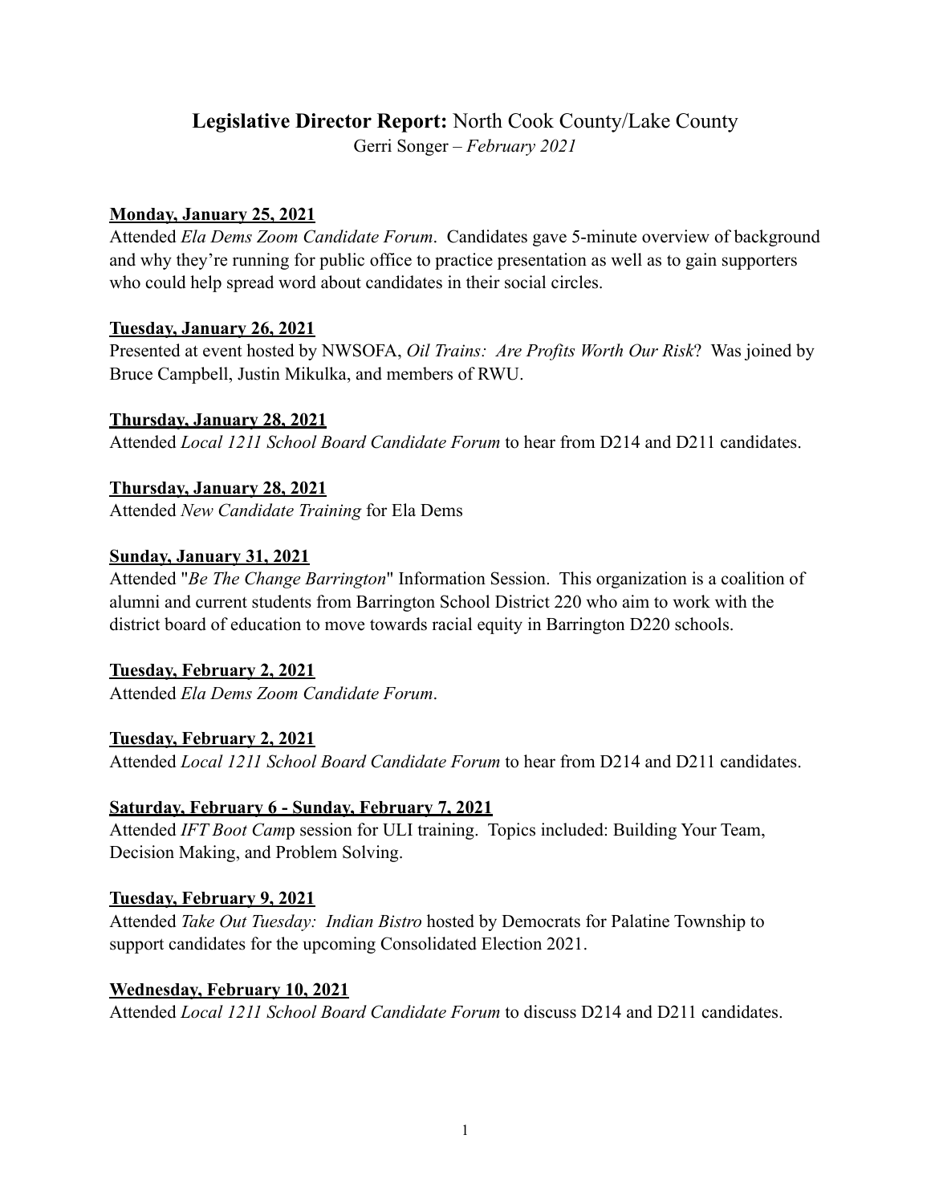# **Legislative Director Report:** North Cook County/Lake County

Gerri Songer – *February 2021*

**Monday, January 25, 2021**

Attended *Ela Dems Zoom Candidate Forum*. Candidates gave 5-minute overview of background and why they're running for public office to practice presentation as well as to gain supporters who could help spread word about candidates in their social circles.

**Tuesday, January 26, 2021**

Presented at event hosted by NWSOFA, *Oil Trains: Are Profits Worth Our Risk*? Was joined by Bruce Campbell, Justin Mikulka, and members of RWU.

**Thursday, January 28, 2021**

Attended *Local 1211 School Board Candidate Forum* to hear from D214 and D211 candidates.

**Thursday, January 28, 2021**

Attended *New Candidate Training* for Ela Dems

**Sunday, January 31, 2021**

Attended "*Be The Change Barrington*" Information Session. This organization is a coalition of alumni and current students from Barrington School District 220 who aim to work with the district board of education to move towards racial equity in Barrington D220 schools.

**Tuesday, February 2, 2021**

Attended *Ela Dems Zoom Candidate Forum*.

**Tuesday, February 2, 2021**

Attended *Local 1211 School Board Candidate Forum* to hear from D214 and D211 candidates.

**Saturday, February 6 - Sunday, February 7, 2021**

Attended *IFT Boot Cam*p session for ULI training. Topics included: Building Your Team, Decision Making, and Problem Solving.

**Tuesday, February 9, 2021**

Attended *Take Out Tuesday: Indian Bistro* hosted by Democrats for Palatine Township to support candidates for the upcoming Consolidated Election 2021.

**Wednesday, February 10, 2021**

Attended *Local 1211 School Board Candidate Forum* to discuss D214 and D211 candidates.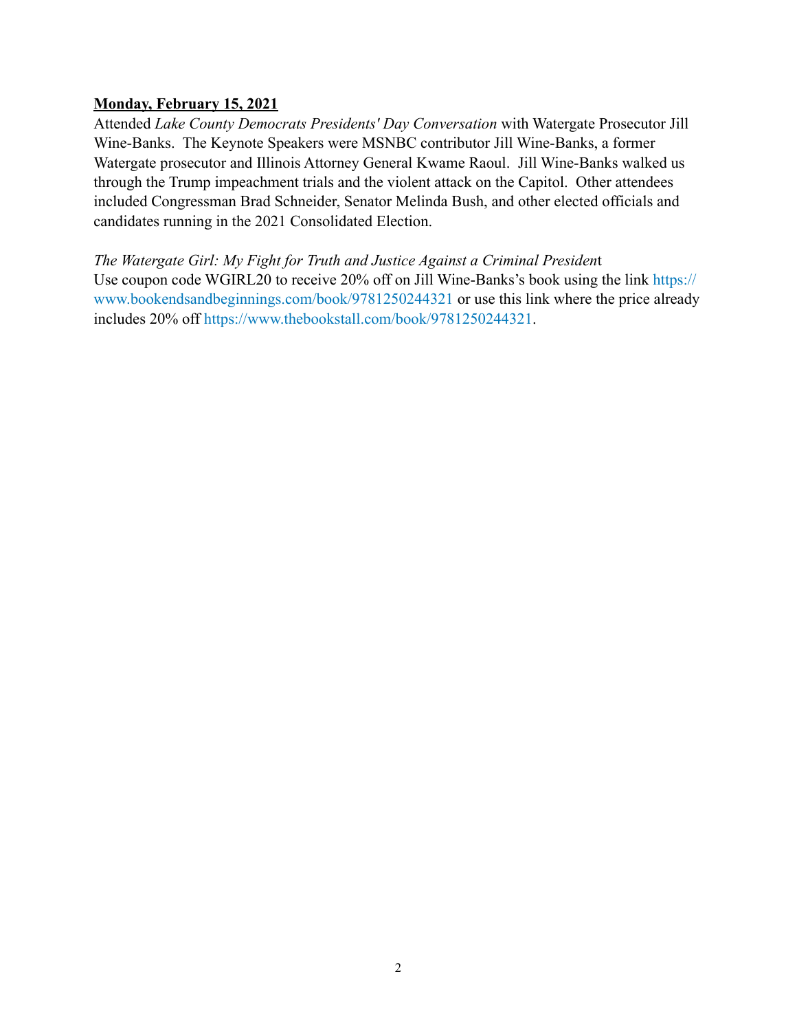**<u>Monday, February 15, 2021</u>**

Attended *Lake County Democrats Presidents' Day Conversation* with Watergate Prosecutor Jill Wine-Banks. The Keynote Speakers were MSNBC contributor Jill Wine-Banks, a former Watergate prosecutor and Illinois Attorney General Kwame Raoul. Jill Wine-Banks walked us through the Trump impeachment trials and the violent attack on the Capitol. Other attendees included Congressman Brad Schneider, Senator Melinda Bush, and other elected officials and candidates running in the 2021 Consolidated Election.

*The Watergate Girl: My Fight for Truth and Justice Against a Criminal Presiden*t

Use coupon code WGIRL20 to receive 20% off on Jill Wine-Banks's book using the link https://www.bookendsandbeginnings.com/book/9781250244321 or use this link where the price already includes 20% off https://www.thebookstall.com/book/9781250244321.